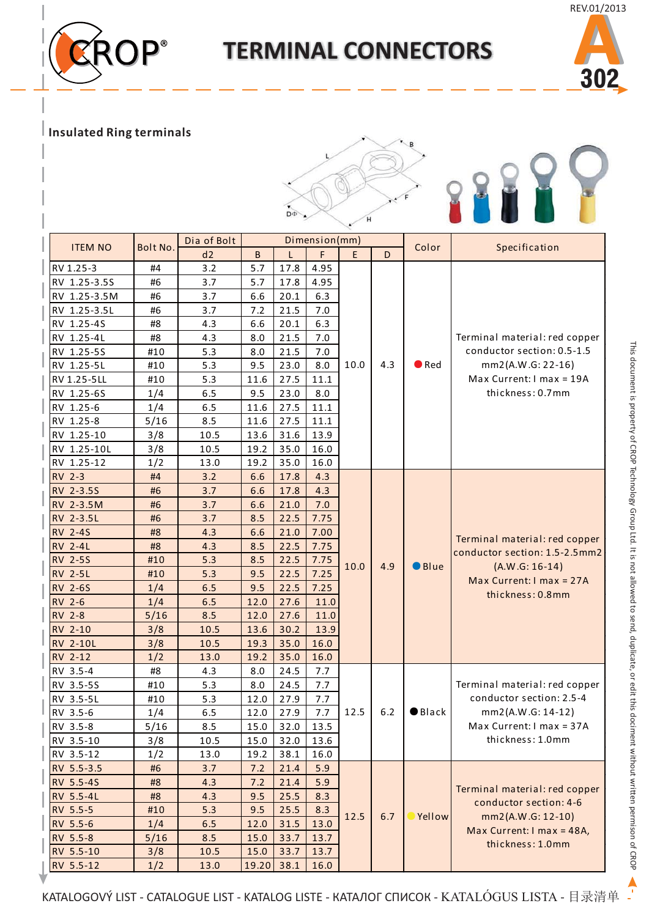# TERMINAL CONNECTORS

A 302

REV.01/2013

## Insulated Ring terminals

| ITEM NO | Bolt No. | Dia of Bolt | Dimension(mm) | | | | | Color | Specification |
|---|---|---|---|---|---|---|---|---|---|
| | | d2 | B | L | F | E | D | | |
| RV 1.25-3 | #4 | 3.2 | 5.7 | 17.8 | 4.95 | 10.0 | 4.3 | Red | Terminal material: red copper conductor section: 0.5-1.5 mm2(A.W.G: 22-16) Max Current: I max = 19A thickness: 0.7mm |
| RV 1.25-3.5S | #6 | 3.7 | 5.7 | 17.8 | 4.95 | | | | |
| RV 1.25-3.5M | #6 | 3.7 | 6.6 | 20.1 | 6.3 | | | | |
| RV 1.25-3.5L | #6 | 3.7 | 7.2 | 21.5 | 7.0 | | | | |
| RV 1.25-4S | #8 | 4.3 | 6.6 | 20.1 | 6.3 | | | | |
| RV 1.25-4L | #8 | 4.3 | 8.0 | 21.5 | 7.0 | | | | |
| RV 1.25-5S | #10 | 5.3 | 8.0 | 21.5 | 7.0 | | | | |
| RV 1.25-5L | #10 | 5.3 | 9.5 | 23.0 | 8.0 | | | | |
| RV 1.25-5LL | #10 | 5.3 | 11.6 | 27.5 | 11.1 | | | | |
| RV 1.25-6S | 1/4 | 6.5 | 9.5 | 23.0 | 8.0 | | | | |
| RV 1.25-6 | 1/4 | 6.5 | 11.6 | 27.5 | 11.1 | | | | |
| RV 1.25-8 | 5/16 | 8.5 | 11.6 | 27.5 | 11.1 | | | | |
| RV 1.25-10 | 3/8 | 10.5 | 13.6 | 31.6 | 13.9 | | | | |
| RV 1.25-10L | 3/8 | 10.5 | 19.2 | 35.0 | 16.0 | | | | |
| RV 1.25-12 | 1/2 | 13.0 | 19.2 | 35.0 | 16.0 | | | | |
| RV 2-3 | #4 | 3.2 | 6.6 | 17.8 | 4.3 | 10.0 | 4.9 | Blue | Terminal material: red copper conductor section: 1.5-2.5mm2 (A.W.G: 16-14) Max Current: I max = 27A thickness: 0.8mm |
| RV 2-3.5S | #6 | 3.7 | 6.6 | 17.8 | 4.3 | | | | |
| RV 2-3.5M | #6 | 3.7 | 6.6 | 21.0 | 7.0 | | | | |
| RV 2-3.5L | #6 | 3.7 | 8.5 | 22.5 | 7.75 | | | | |
| RV 2-4S | #8 | 4.3 | 6.6 | 21.0 | 7.00 | | | | |
| RV 2-4L | #8 | 4.3 | 8.5 | 22.5 | 7.75 | | | | |
| RV 2-5S | #10 | 5.3 | 8.5 | 22.5 | 7.75 | | | | |
| RV 2-5L | #10 | 5.3 | 9.5 | 22.5 | 7.25 | | | | |
| RV 2-6S | 1/4 | 6.5 | 9.5 | 22.5 | 7.25 | | | | |
| RV 2-6 | 1/4 | 6.5 | 12.0 | 27.6 | 11.0 | | | | |
| RV 2-8 | 5/16 | 8.5 | 12.0 | 27.6 | 11.0 | | | | |
| RV 2-10 | 3/8 | 10.5 | 13.6 | 30.2 | 13.9 | | | | |
| RV 2-10L | 3/8 | 10.5 | 19.3 | 35.0 | 16.0 | | | | |
| RV 2-12 | 1/2 | 13.0 | 19.2 | 35.0 | 16.0 | | | | |
| RV 3.5-4 | #8 | 4.3 | 8.0 | 24.5 | 7.7 | 12.5 | 6.2 | Black | Terminal material: red copper conductor section: 2.5-4 mm2(A.W.G: 14-12) Max Current: I max = 37A thickness: 1.0mm |
| RV 3.5-5S | #10 | 5.3 | 8.0 | 24.5 | 7.7 | | | | |
| RV 3.5-5L | #10 | 5.3 | 12.0 | 27.9 | 7.7 | | | | |
| RV 3.5-6 | 1/4 | 6.5 | 12.0 | 27.9 | 7.7 | | | | |
| RV 3.5-8 | 5/16 | 8.5 | 15.0 | 32.0 | 13.5 | | | | |
| RV 3.5-10 | 3/8 | 10.5 | 15.0 | 32.0 | 13.6 | | | | |
| RV 3.5-12 | 1/2 | 13.0 | 19.2 | 38.1 | 16.0 | | | | |
| RV 5.5-3.5 | #6 | 3.7 | 7.2 | 21.4 | 5.9 | 12.5 | 6.7 | Yellow | Terminal material: red copper conductor section: 4-6 mm2(A.W.G: 12-10) Max Current: I max = 48A, thickness: 1.0mm |
| RV 5.5-4S | #8 | 4.3 | 7.2 | 21.4 | 5.9 | | | | |
| RV 5.5-4L | #8 | 4.3 | 9.5 | 25.5 | 8.3 | | | | |
| RV 5.5-5 | #10 | 5.3 | 9.5 | 25.5 | 8.3 | | | | |
| RV 5.5-6 | 1/4 | 6.5 | 12.0 | 31.5 | 13.0 | | | | |
| RV 5.5-8 | 5/16 | 8.5 | 15.0 | 33.7 | 13.7 | | | | |
| RV 5.5-10 | 3/8 | 10.5 | 15.0 | 33.7 | 13.7 | | | | |
| RV 5.5-12 | 1/2 | 13.0 | 19.20 | 38.1 | 16.0 | | | | |

This document is property of CROP Technology Group Ltd. It is not allowed to send, duplicate, or edit this dociment without written permison of CROP

KATALOGOVÝ LIST - CATALOGUE LIST - KATALOG LISTE - КАТАЛОГ СПИСОК - KATALÓGUS LISTA - 目录清单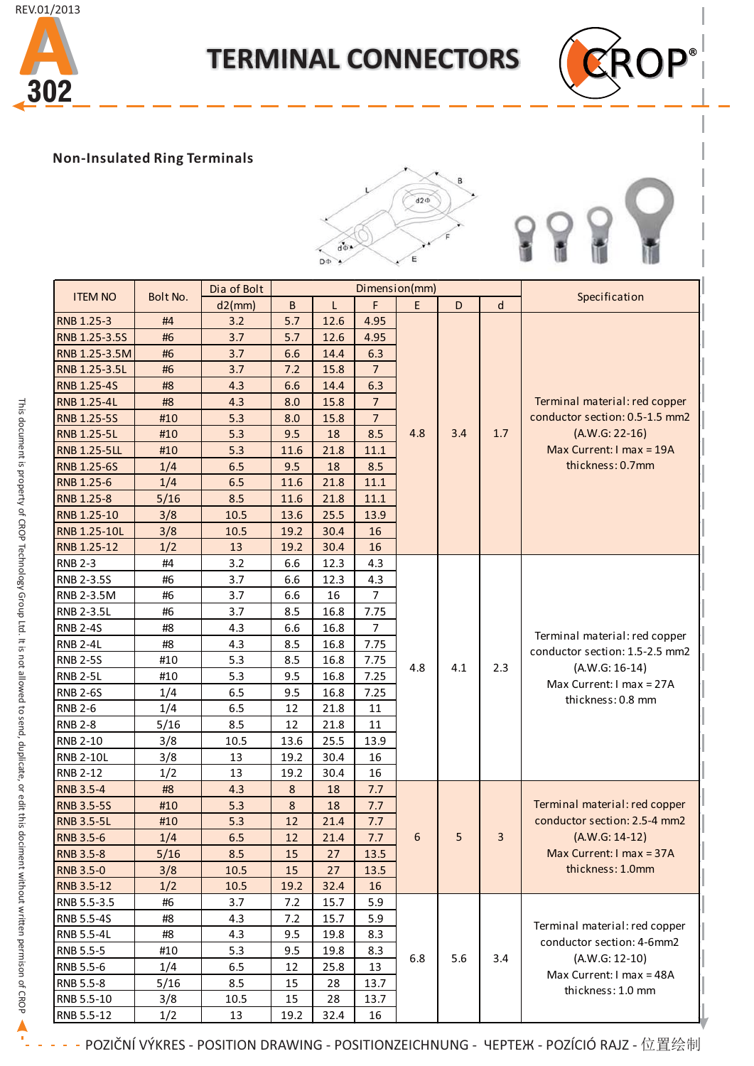# TERMINAL CONNECTORS

## Non-Insulated Ring Terminals

| ITEM NO | Bolt No. | Dia of Bolt d2(mm) | B | L | F | E | D | d | Specification |
|---|---|---|---|---|---|---|---|---|---|
| RNB 1.25-3 | #4 | 3.2 | 5.7 | 12.6 | 4.95 | 4.8 | 3.4 | 1.7 | Terminal material: red copper conductor section: 0.5-1.5 mm2 (A.W.G: 22-16) Max Current: I max = 19A thickness: 0.7mm |
| RNB 1.25-3.5S | #6 | 3.7 | 5.7 | 12.6 | 4.95 | | | | |
| RNB 1.25-3.5M | #6 | 3.7 | 6.6 | 14.4 | 6.3 | | | | |
| RNB 1.25-3.5L | #6 | 3.7 | 7.2 | 15.8 | 7 | | | | |
| RNB 1.25-4S | #8 | 4.3 | 6.6 | 14.4 | 6.3 | | | | |
| RNB 1.25-4L | #8 | 4.3 | 8.0 | 15.8 | 7 | | | | |
| RNB 1.25-5S | #10 | 5.3 | 8.0 | 15.8 | 7 | | | | |
| RNB 1.25-5L | #10 | 5.3 | 9.5 | 18 | 8.5 | | | | |
| RNB 1.25-5LL | #10 | 5.3 | 11.6 | 21.8 | 11.1 | | | | |
| RNB 1.25-6S | 1/4 | 6.5 | 9.5 | 18 | 8.5 | | | | |
| RNB 1.25-6 | 1/4 | 6.5 | 11.6 | 21.8 | 11.1 | | | | |
| RNB 1.25-8 | 5/16 | 8.5 | 11.6 | 21.8 | 11.1 | | | | |
| RNB 1.25-10 | 3/8 | 10.5 | 13.6 | 25.5 | 13.9 | | | | |
| RNB 1.25-10L | 3/8 | 10.5 | 19.2 | 30.4 | 16 | | | | |
| RNB 1.25-12 | 1/2 | 13 | 19.2 | 30.4 | 16 | | | | |
| RNB 2-3 | #4 | 3.2 | 6.6 | 12.3 | 4.3 | 4.8 | 4.1 | 2.3 | Terminal material: red copper conductor section: 1.5-2.5 mm2 (A.W.G: 16-14) Max Current: I max = 27A thickness: 0.8 mm |
| RNB 2-3.5S | #6 | 3.7 | 6.6 | 12.3 | 4.3 | | | | |
| RNB 2-3.5M | #6 | 3.7 | 6.6 | 16 | 7 | | | | |
| RNB 2-3.5L | #6 | 3.7 | 8.5 | 16.8 | 7.75 | | | | |
| RNB 2-4S | #8 | 4.3 | 6.6 | 16.8 | 7 | | | | |
| RNB 2-4L | #8 | 4.3 | 8.5 | 16.8 | 7.75 | | | | |
| RNB 2-5S | #10 | 5.3 | 8.5 | 16.8 | 7.75 | | | | |
| RNB 2-5L | #10 | 5.3 | 9.5 | 16.8 | 7.25 | | | | |
| RNB 2-6S | 1/4 | 6.5 | 9.5 | 16.8 | 7.25 | | | | |
| RNB 2-6 | 1/4 | 6.5 | 12 | 21.8 | 11 | | | | |
| RNB 2-8 | 5/16 | 8.5 | 12 | 21.8 | 11 | | | | |
| RNB 2-10 | 3/8 | 10.5 | 13.6 | 25.5 | 13.9 | | | | |
| RNB 2-10L | 3/8 | 13 | 19.2 | 30.4 | 16 | | | | |
| RNB 2-12 | 1/2 | 13 | 19.2 | 30.4 | 16 | | | | |
| RNB 3.5-4 | #8 | 4.3 | 8 | 18 | 7.7 | 6 | 5 | 3 | Terminal material: red copper conductor section: 2.5-4 mm2 (A.W.G: 14-12) Max Current: I max = 37A thickness: 1.0mm |
| RNB 3.5-5S | #10 | 5.3 | 8 | 18 | 7.7 | | | | |
| RNB 3.5-5L | #10 | 5.3 | 12 | 21.4 | 7.7 | | | | |
| RNB 3.5-6 | 1/4 | 6.5 | 12 | 21.4 | 7.7 | | | | |
| RNB 3.5-8 | 5/16 | 8.5 | 15 | 27 | 13.5 | | | | |
| RNB 3.5-0 | 3/8 | 10.5 | 15 | 27 | 13.5 | | | | |
| RNB 3.5-12 | 1/2 | 10.5 | 19.2 | 32.4 | 16 | | | | |
| RNB 5.5-3.5 | #6 | 3.7 | 7.2 | 15.7 | 5.9 | 6.8 | 5.6 | 3.4 | Terminal material: red copper conductor section: 4-6mm2 (A.W.G: 12-10) Max Current: I max = 48A thickness: 1.0 mm |
| RNB 5.5-4S | #8 | 4.3 | 7.2 | 15.7 | 5.9 | | | | |
| RNB 5.5-4L | #8 | 4.3 | 9.5 | 19.8 | 8.3 | | | | |
| RNB 5.5-5 | #10 | 5.3 | 9.5 | 19.8 | 8.3 | | | | |
| RNB 5.5-6 | 1/4 | 6.5 | 12 | 25.8 | 13 | | | | |
| RNB 5.5-8 | 5/16 | 8.5 | 15 | 28 | 13.7 | | | | |
| RNB 5.5-10 | 3/8 | 10.5 | 15 | 28 | 13.7 | | | | |
| RNB 5.5-12 | 1/2 | 13 | 19.2 | 32.4 | 16 | | | | |

This document is property of CROP Technology Group Ltd. It is not allowed to send, duplicate, or edit this document without written permison of CROP

POZIČNÍ VÝKRES - POSITION DRAWING - POSITIONZEICHNUNG - ЧЕРТЕЖ - POZÍCIÓ RAJZ - 位置绘制